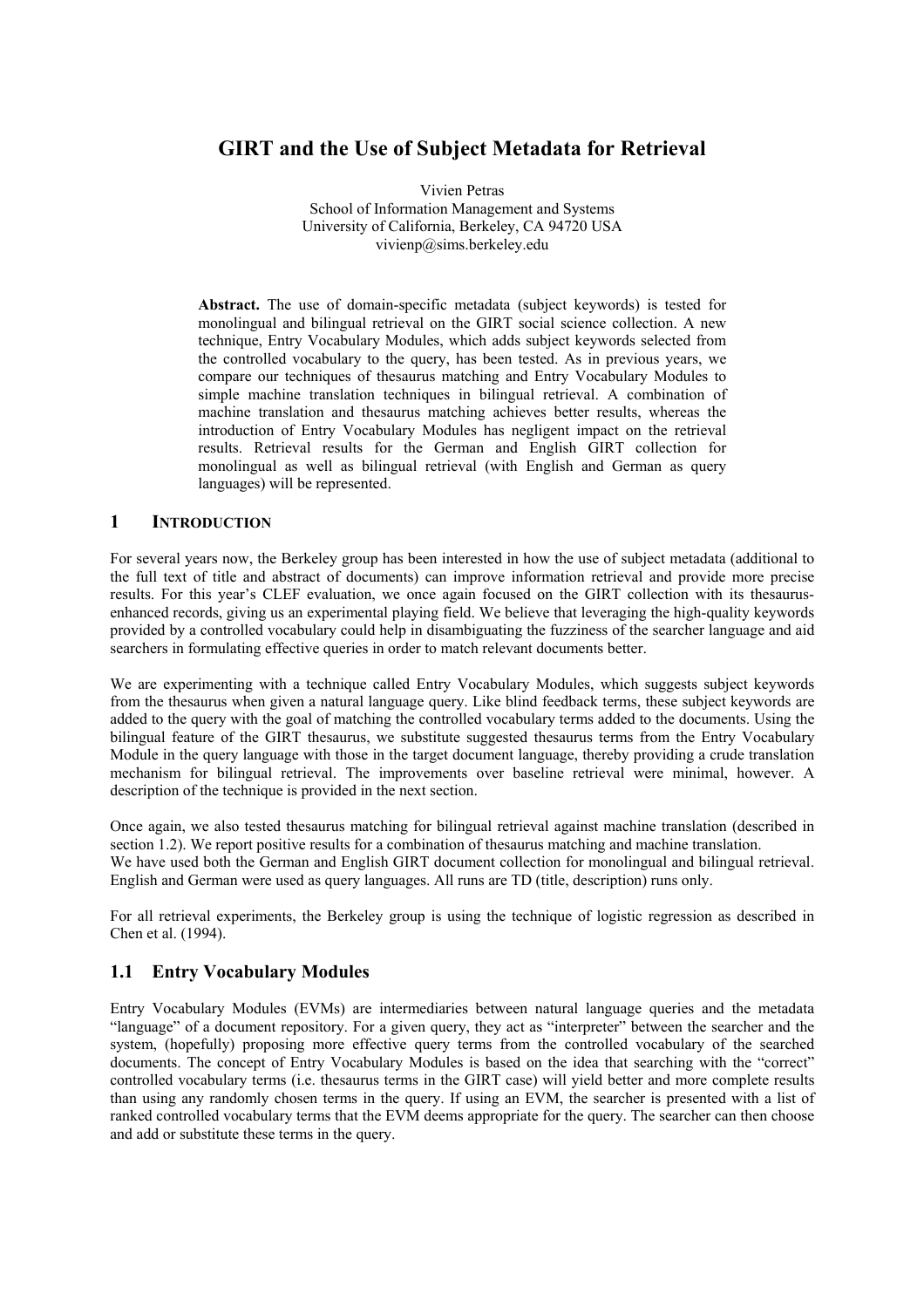# GIRT and the Use of Subject Metadata for Retrieval

Vivien Petras
School of Information Management and Systems
University of California, Berkeley, CA 94720 USA
vivienp@sims.berkeley.edu

**Abstract.** The use of domain-specific metadata (subject keywords) is tested for monolingual and bilingual retrieval on the GIRT social science collection. A new technique, Entry Vocabulary Modules, which adds subject keywords selected from the controlled vocabulary to the query, has been tested. As in previous years, we compare our techniques of thesaurus matching and Entry Vocabulary Modules to simple machine translation techniques in bilingual retrieval. A combination of machine translation and thesaurus matching achieves better results, whereas the introduction of Entry Vocabulary Modules has negligent impact on the retrieval results. Retrieval results for the German and English GIRT collection for monolingual as well as bilingual retrieval (with English and German as query languages) will be represented.

## 1 INTRODUCTION

For several years now, the Berkeley group has been interested in how the use of subject metadata (additional to the full text of title and abstract of documents) can improve information retrieval and provide more precise results. For this year's CLEF evaluation, we once again focused on the GIRT collection with its thesaurus-enhanced records, giving us an experimental playing field. We believe that leveraging the high-quality keywords provided by a controlled vocabulary could help in disambiguating the fuzziness of the searcher language and aid searchers in formulating effective queries in order to match relevant documents better.

We are experimenting with a technique called Entry Vocabulary Modules, which suggests subject keywords from the thesaurus when given a natural language query. Like blind feedback terms, these subject keywords are added to the query with the goal of matching the controlled vocabulary terms added to the documents. Using the bilingual feature of the GIRT thesaurus, we substitute suggested thesaurus terms from the Entry Vocabulary Module in the query language with those in the target document language, thereby providing a crude translation mechanism for bilingual retrieval. The improvements over baseline retrieval were minimal, however. A description of the technique is provided in the next section.

Once again, we also tested thesaurus matching for bilingual retrieval against machine translation (described in section 1.2). We report positive results for a combination of thesaurus matching and machine translation.
We have used both the German and English GIRT document collection for monolingual and bilingual retrieval. English and German were used as query languages. All runs are TD (title, description) runs only.

For all retrieval experiments, the Berkeley group is using the technique of logistic regression as described in Chen et al. (1994).

### 1.1 Entry Vocabulary Modules

Entry Vocabulary Modules (EVMs) are intermediaries between natural language queries and the metadata "language" of a document repository. For a given query, they act as "interpreter" between the searcher and the system, (hopefully) proposing more effective query terms from the controlled vocabulary of the searched documents. The concept of Entry Vocabulary Modules is based on the idea that searching with the "correct" controlled vocabulary terms (i.e. thesaurus terms in the GIRT case) will yield better and more complete results than using any randomly chosen terms in the query. If using an EVM, the searcher is presented with a list of ranked controlled vocabulary terms that the EVM deems appropriate for the query. The searcher can then choose and add or substitute these terms in the query.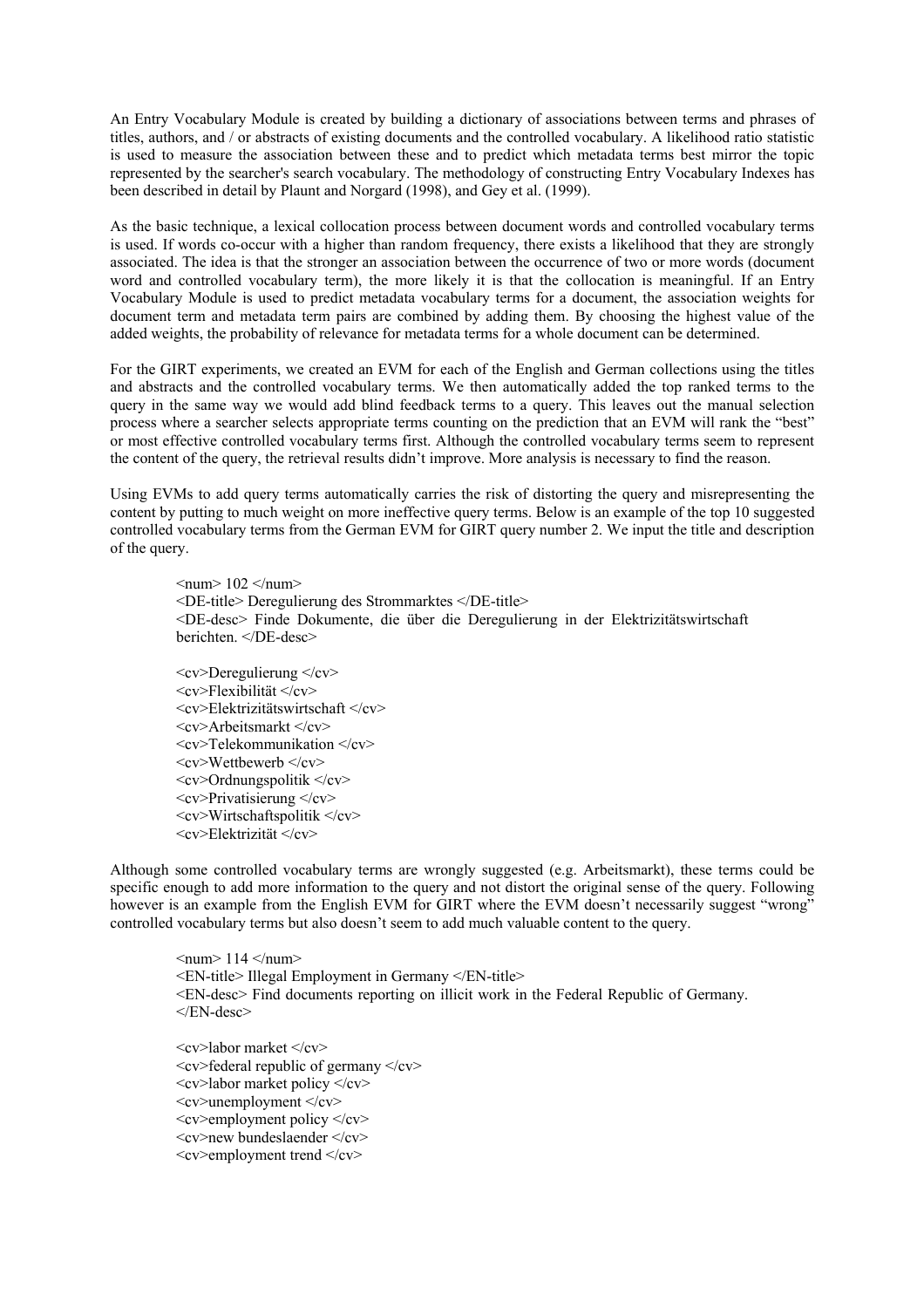An Entry Vocabulary Module is created by building a dictionary of associations between terms and phrases of titles, authors, and / or abstracts of existing documents and the controlled vocabulary. A likelihood ratio statistic is used to measure the association between these and to predict which metadata terms best mirror the topic represented by the searcher's search vocabulary. The methodology of constructing Entry Vocabulary Indexes has been described in detail by Plaunt and Norgard (1998), and Gey et al. (1999).

As the basic technique, a lexical collocation process between document words and controlled vocabulary terms is used. If words co-occur with a higher than random frequency, there exists a likelihood that they are strongly associated. The idea is that the stronger an association between the occurrence of two or more words (document word and controlled vocabulary term), the more likely it is that the collocation is meaningful. If an Entry Vocabulary Module is used to predict metadata vocabulary terms for a document, the association weights for document term and metadata term pairs are combined by adding them. By choosing the highest value of the added weights, the probability of relevance for metadata terms for a whole document can be determined.

For the GIRT experiments, we created an EVM for each of the English and German collections using the titles and abstracts and the controlled vocabulary terms. We then automatically added the top ranked terms to the query in the same way we would add blind feedback terms to a query. This leaves out the manual selection process where a searcher selects appropriate terms counting on the prediction that an EVM will rank the "best" or most effective controlled vocabulary terms first. Although the controlled vocabulary terms seem to represent the content of the query, the retrieval results didn't improve. More analysis is necessary to find the reason.

Using EVMs to add query terms automatically carries the risk of distorting the query and misrepresenting the content by putting to much weight on more ineffective query terms. Below is an example of the top 10 suggested controlled vocabulary terms from the German EVM for GIRT query number 2. We input the title and description of the query.

```
<num> 102 </num>
<DE-title> Deregulierung des Strommarktes </DE-title>
<DE-desc> Finde Dokumente, die über die Deregulierung in der Elektrizitätswirtschaft
berichten. </DE-desc>

<cv>Deregulierung </cv>
<cv>Flexibilität </cv>
<cv>Elektrizitätswirtschaft </cv>
<cv>Arbeitsmarkt </cv>
<cv>Telekommunikation </cv>
<cv>Wettbewerb </cv>
<cv>Ordnungspolitik </cv>
<cv>Privatisierung </cv>
<cv>Wirtschaftspolitik </cv>
<cv>Elektrizität </cv>
```

Although some controlled vocabulary terms are wrongly suggested (e.g. Arbeitsmarkt), these terms could be specific enough to add more information to the query and not distort the original sense of the query. Following however is an example from the English EVM for GIRT where the EVM doesn't necessarily suggest "wrong" controlled vocabulary terms but also doesn't seem to add much valuable content to the query.

```
<num> 114 </num>
<EN-title> Illegal Employment in Germany </EN-title>
<EN-desc> Find documents reporting on illicit work in the Federal Republic of Germany.
</EN-desc>

<cv>labor market </cv>
<cv>federal republic of germany </cv>
<cv>labor market policy </cv>
<cv>unemployment </cv>
<cv>employment policy </cv>
<cv>new bundeslaender </cv>
<cv>employment trend </cv>
```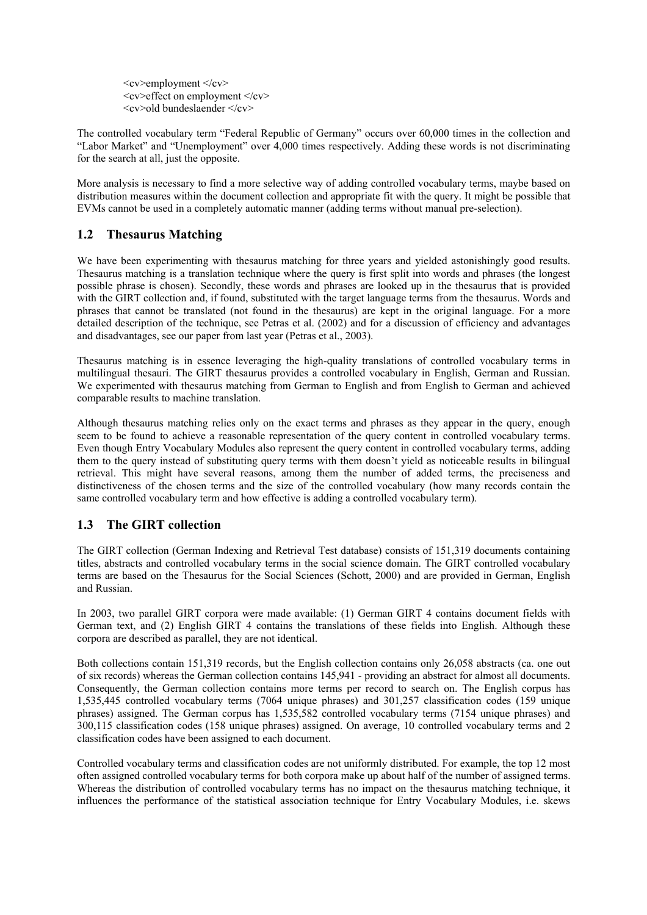```
<cv>employment </cv>
<cv>effect on employment </cv>
<cv>old bundeslaender </cv>
```

The controlled vocabulary term "Federal Republic of Germany" occurs over 60,000 times in the collection and "Labor Market" and "Unemployment" over 4,000 times respectively. Adding these words is not discriminating for the search at all, just the opposite.

More analysis is necessary to find a more selective way of adding controlled vocabulary terms, maybe based on distribution measures within the document collection and appropriate fit with the query. It might be possible that EVMs cannot be used in a completely automatic manner (adding terms without manual pre-selection).

## 1.2 Thesaurus Matching

We have been experimenting with thesaurus matching for three years and yielded astonishingly good results. Thesaurus matching is a translation technique where the query is first split into words and phrases (the longest possible phrase is chosen). Secondly, these words and phrases are looked up in the thesaurus that is provided with the GIRT collection and, if found, substituted with the target language terms from the thesaurus. Words and phrases that cannot be translated (not found in the thesaurus) are kept in the original language. For a more detailed description of the technique, see Petras et al. (2002) and for a discussion of efficiency and advantages and disadvantages, see our paper from last year (Petras et al., 2003).

Thesaurus matching is in essence leveraging the high-quality translations of controlled vocabulary terms in multilingual thesauri. The GIRT thesaurus provides a controlled vocabulary in English, German and Russian. We experimented with thesaurus matching from German to English and from English to German and achieved comparable results to machine translation.

Although thesaurus matching relies only on the exact terms and phrases as they appear in the query, enough seem to be found to achieve a reasonable representation of the query content in controlled vocabulary terms. Even though Entry Vocabulary Modules also represent the query content in controlled vocabulary terms, adding them to the query instead of substituting query terms with them doesn't yield as noticeable results in bilingual retrieval. This might have several reasons, among them the number of added terms, the preciseness and distinctiveness of the chosen terms and the size of the controlled vocabulary (how many records contain the same controlled vocabulary term and how effective is adding a controlled vocabulary term).

## 1.3 The GIRT collection

The GIRT collection (German Indexing and Retrieval Test database) consists of 151,319 documents containing titles, abstracts and controlled vocabulary terms in the social science domain. The GIRT controlled vocabulary terms are based on the Thesaurus for the Social Sciences (Schott, 2000) and are provided in German, English and Russian.

In 2003, two parallel GIRT corpora were made available: (1) German GIRT 4 contains document fields with German text, and (2) English GIRT 4 contains the translations of these fields into English. Although these corpora are described as parallel, they are not identical.

Both collections contain 151,319 records, but the English collection contains only 26,058 abstracts (ca. one out of six records) whereas the German collection contains 145,941 - providing an abstract for almost all documents. Consequently, the German collection contains more terms per record to search on. The English corpus has 1,535,445 controlled vocabulary terms (7064 unique phrases) and 301,257 classification codes (159 unique phrases) assigned. The German corpus has 1,535,582 controlled vocabulary terms (7154 unique phrases) and 300,115 classification codes (158 unique phrases) assigned. On average, 10 controlled vocabulary terms and 2 classification codes have been assigned to each document.

Controlled vocabulary terms and classification codes are not uniformly distributed. For example, the top 12 most often assigned controlled vocabulary terms for both corpora make up about half of the number of assigned terms. Whereas the distribution of controlled vocabulary terms has no impact on the thesaurus matching technique, it influences the performance of the statistical association technique for Entry Vocabulary Modules, i.e. skews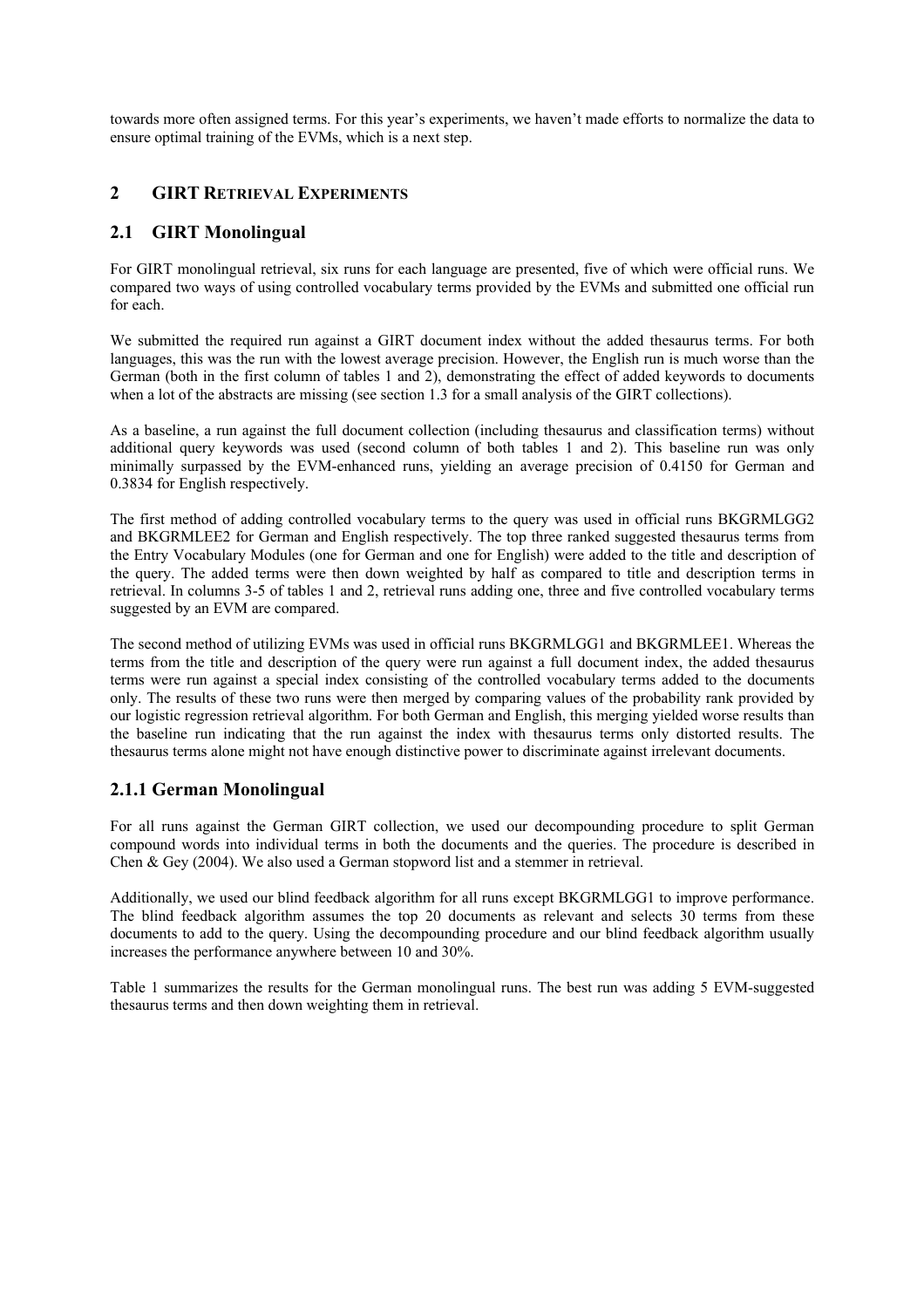towards more often assigned terms. For this year's experiments, we haven't made efforts to normalize the data to ensure optimal training of the EVMs, which is a next step.

## 2 GIRT RETRIEVAL EXPERIMENTS

## 2.1 GIRT Monolingual

For GIRT monolingual retrieval, six runs for each language are presented, five of which were official runs. We compared two ways of using controlled vocabulary terms provided by the EVMs and submitted one official run for each.

We submitted the required run against a GIRT document index without the added thesaurus terms. For both languages, this was the run with the lowest average precision. However, the English run is much worse than the German (both in the first column of tables 1 and 2), demonstrating the effect of added keywords to documents when a lot of the abstracts are missing (see section 1.3 for a small analysis of the GIRT collections).

As a baseline, a run against the full document collection (including thesaurus and classification terms) without additional query keywords was used (second column of both tables 1 and 2). This baseline run was only minimally surpassed by the EVM-enhanced runs, yielding an average precision of 0.4150 for German and 0.3834 for English respectively.

The first method of adding controlled vocabulary terms to the query was used in official runs BKGRMLGG2 and BKGRMLEE2 for German and English respectively. The top three ranked suggested thesaurus terms from the Entry Vocabulary Modules (one for German and one for English) were added to the title and description of the query. The added terms were then down weighted by half as compared to title and description terms in retrieval. In columns 3-5 of tables 1 and 2, retrieval runs adding one, three and five controlled vocabulary terms suggested by an EVM are compared.

The second method of utilizing EVMs was used in official runs BKGRMLGG1 and BKGRMLEE1. Whereas the terms from the title and description of the query were run against a full document index, the added thesaurus terms were run against a special index consisting of the controlled vocabulary terms added to the documents only. The results of these two runs were then merged by comparing values of the probability rank provided by our logistic regression retrieval algorithm. For both German and English, this merging yielded worse results than the baseline run indicating that the run against the index with thesaurus terms only distorted results. The thesaurus terms alone might not have enough distinctive power to discriminate against irrelevant documents.

### 2.1.1 German Monolingual

For all runs against the German GIRT collection, we used our decompounding procedure to split German compound words into individual terms in both the documents and the queries. The procedure is described in Chen & Gey (2004). We also used a German stopword list and a stemmer in retrieval.

Additionally, we used our blind feedback algorithm for all runs except BKGRMLGG1 to improve performance. The blind feedback algorithm assumes the top 20 documents as relevant and selects 30 terms from these documents to add to the query. Using the decompounding procedure and our blind feedback algorithm usually increases the performance anywhere between 10 and 30%.

Table 1 summarizes the results for the German monolingual runs. The best run was adding 5 EVM-suggested thesaurus terms and then down weighting them in retrieval.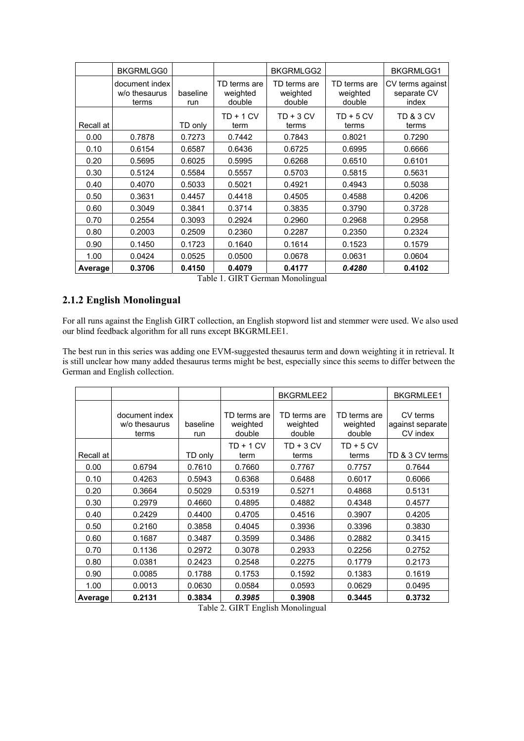| | BKGRMLGG0 | | | BKGRMLGG2 | | BKGRMLGG1 |
|---|---|---|---|---|---|---|
| | document index w/o thesaurus terms | baseline run | TD terms are weighted double | TD terms are weighted double | TD terms are weighted double | CV terms against separate CV index |
| Recall at | | TD only | TD + 1 CV term | TD + 3 CV terms | TD + 5 CV terms | TD & 3 CV terms |
| 0.00 | 0.7878 | 0.7273 | 0.7442 | 0.7843 | 0.8021 | 0.7290 |
| 0.10 | 0.6154 | 0.6587 | 0.6436 | 0.6725 | 0.6995 | 0.6666 |
| 0.20 | 0.5695 | 0.6025 | 0.5995 | 0.6268 | 0.6510 | 0.6101 |
| 0.30 | 0.5124 | 0.5584 | 0.5557 | 0.5703 | 0.5815 | 0.5631 |
| 0.40 | 0.4070 | 0.5033 | 0.5021 | 0.4921 | 0.4943 | 0.5038 |
| 0.50 | 0.3631 | 0.4457 | 0.4418 | 0.4505 | 0.4588 | 0.4206 |
| 0.60 | 0.3049 | 0.3841 | 0.3714 | 0.3835 | 0.3790 | 0.3728 |
| 0.70 | 0.2554 | 0.3093 | 0.2924 | 0.2960 | 0.2968 | 0.2958 |
| 0.80 | 0.2003 | 0.2509 | 0.2360 | 0.2287 | 0.2350 | 0.2324 |
| 0.90 | 0.1450 | 0.1723 | 0.1640 | 0.1614 | 0.1523 | 0.1579 |
| 1.00 | 0.0424 | 0.0525 | 0.0500 | 0.0678 | 0.0631 | 0.0604 |
| **Average** | **0.3706** | **0.4150** | **0.4079** | **0.4177** | ***0.4280*** | **0.4102** |

Table 1. GIRT German Monolingual

### 2.1.2 English Monolingual

For all runs against the English GIRT collection, an English stopword list and stemmer were used. We also used our blind feedback algorithm for all runs except BKGRMLEE1.

The best run in this series was adding one EVM-suggested thesaurus term and down weighting it in retrieval. It is still unclear how many added thesaurus terms might be best, especially since this seems to differ between the German and English collection.

| | | | | BKGRMLEE2 | | BKGRMLEE1 |
|---|---|---|---|---|---|---|
| | document index w/o thesaurus terms | baseline run | TD terms are weighted double | TD terms are weighted double | TD terms are weighted double | CV terms against separate CV index |
| Recall at | | TD only | TD + 1 CV term | TD + 3 CV terms | TD + 5 CV terms | TD & 3 CV terms |
| 0.00 | 0.6794 | 0.7610 | 0.7660 | 0.7767 | 0.7757 | 0.7644 |
| 0.10 | 0.4263 | 0.5943 | 0.6368 | 0.6488 | 0.6017 | 0.6066 |
| 0.20 | 0.3664 | 0.5029 | 0.5319 | 0.5271 | 0.4868 | 0.5131 |
| 0.30 | 0.2979 | 0.4660 | 0.4895 | 0.4882 | 0.4348 | 0.4577 |
| 0.40 | 0.2429 | 0.4400 | 0.4705 | 0.4516 | 0.3907 | 0.4205 |
| 0.50 | 0.2160 | 0.3858 | 0.4045 | 0.3936 | 0.3396 | 0.3830 |
| 0.60 | 0.1687 | 0.3487 | 0.3599 | 0.3486 | 0.2882 | 0.3415 |
| 0.70 | 0.1136 | 0.2972 | 0.3078 | 0.2933 | 0.2256 | 0.2752 |
| 0.80 | 0.0381 | 0.2423 | 0.2548 | 0.2275 | 0.1779 | 0.2173 |
| 0.90 | 0.0085 | 0.1788 | 0.1753 | 0.1592 | 0.1383 | 0.1619 |
| 1.00 | 0.0013 | 0.0630 | 0.0584 | 0.0593 | 0.0629 | 0.0495 |
| **Average** | **0.2131** | **0.3834** | ***0.3985*** | **0.3908** | **0.3445** | **0.3732** |

Table 2. GIRT English Monolingual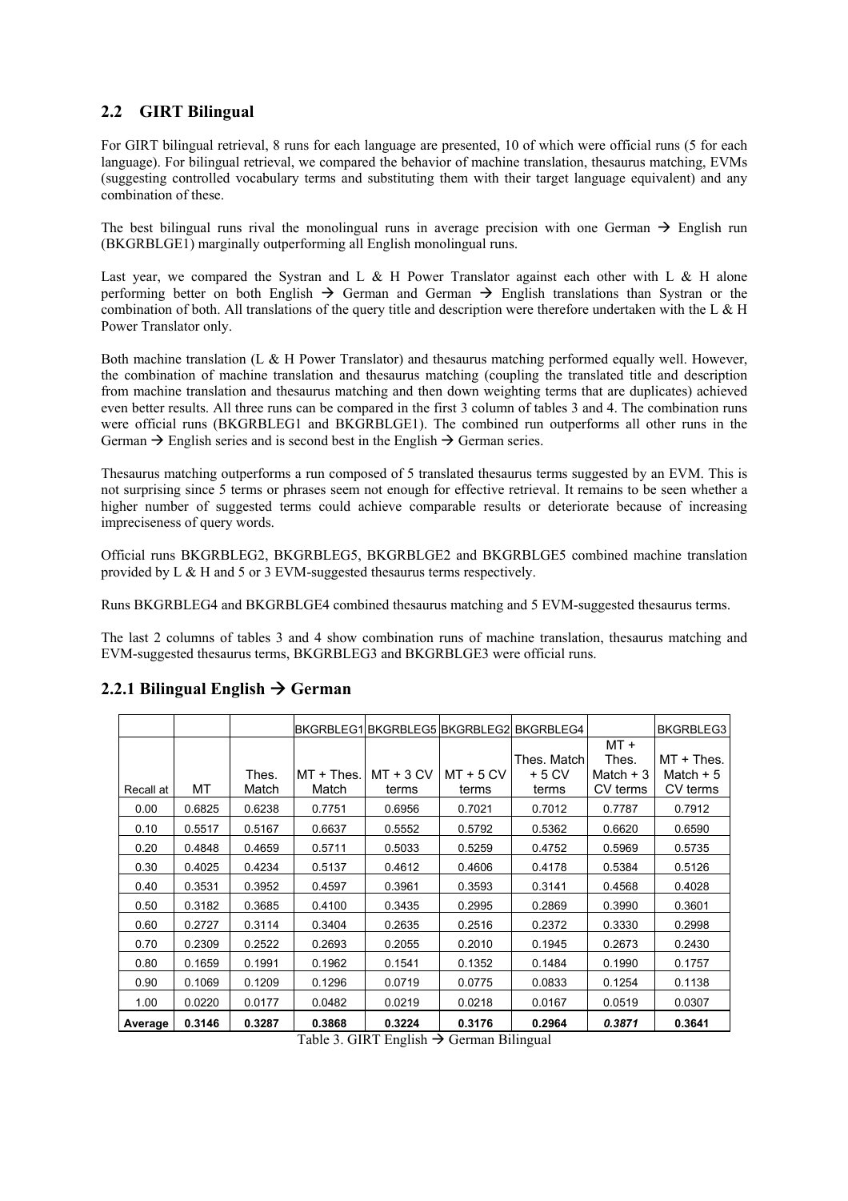## 2.2 GIRT Bilingual

For GIRT bilingual retrieval, 8 runs for each language are presented, 10 of which were official runs (5 for each language). For bilingual retrieval, we compared the behavior of machine translation, thesaurus matching, EVMs (suggesting controlled vocabulary terms and substituting them with their target language equivalent) and any combination of these.

The best bilingual runs rival the monolingual runs in average precision with one German → English run (BKGRBLGE1) marginally outperforming all English monolingual runs.

Last year, we compared the Systran and L & H Power Translator against each other with L & H alone performing better on both English → German and German → English translations than Systran or the combination of both. All translations of the query title and description were therefore undertaken with the L & H Power Translator only.

Both machine translation (L & H Power Translator) and thesaurus matching performed equally well. However, the combination of machine translation and thesaurus matching (coupling the translated title and description from machine translation and thesaurus matching and then down weighting terms that are duplicates) achieved even better results. All three runs can be compared in the first 3 column of tables 3 and 4. The combination runs were official runs (BKGRBLEG1 and BKGRBLGE1). The combined run outperforms all other runs in the German → English series and is second best in the English → German series.

Thesaurus matching outperforms a run composed of 5 translated thesaurus terms suggested by an EVM. This is not surprising since 5 terms or phrases seem not enough for effective retrieval. It remains to be seen whether a higher number of suggested terms could achieve comparable results or deteriorate because of increasing impreciseness of query words.

Official runs BKGRBLEG2, BKGRBLEG5, BKGRBLGE2 and BKGRBLGE5 combined machine translation provided by L & H and 5 or 3 EVM-suggested thesaurus terms respectively.

Runs BKGRBLEG4 and BKGRBLGE4 combined thesaurus matching and 5 EVM-suggested thesaurus terms.

The last 2 columns of tables 3 and 4 show combination runs of machine translation, thesaurus matching and EVM-suggested thesaurus terms, BKGRBLEG3 and BKGRBLGE3 were official runs.

### 2.2.1 Bilingual English → German

| | | | BKGRBLEG1 | BKGRBLEG5 | BKGRBLEG2 | BKGRBLEG4 | | BKGRBLEG3 |
|---|---|---|---|---|---|---|---|---|
| Recall at | MT | Thes. Match | MT + Thes. Match | MT + 3 CV terms | MT + 5 CV terms | Thes. Match + 5 CV terms | MT + Thes. Match + 3 CV terms | MT + Thes. Match + 5 CV terms |
| 0.00 | 0.6825 | 0.6238 | 0.7751 | 0.6956 | 0.7021 | 0.7012 | 0.7787 | 0.7912 |
| 0.10 | 0.5517 | 0.5167 | 0.6637 | 0.5552 | 0.5792 | 0.5362 | 0.6620 | 0.6590 |
| 0.20 | 0.4848 | 0.4659 | 0.5711 | 0.5033 | 0.5259 | 0.4752 | 0.5969 | 0.5735 |
| 0.30 | 0.4025 | 0.4234 | 0.5137 | 0.4612 | 0.4606 | 0.4178 | 0.5384 | 0.5126 |
| 0.40 | 0.3531 | 0.3952 | 0.4597 | 0.3961 | 0.3593 | 0.3141 | 0.4568 | 0.4028 |
| 0.50 | 0.3182 | 0.3685 | 0.4100 | 0.3435 | 0.2995 | 0.2869 | 0.3990 | 0.3601 |
| 0.60 | 0.2727 | 0.3114 | 0.3404 | 0.2635 | 0.2516 | 0.2372 | 0.3330 | 0.2998 |
| 0.70 | 0.2309 | 0.2522 | 0.2693 | 0.2055 | 0.2010 | 0.1945 | 0.2673 | 0.2430 |
| 0.80 | 0.1659 | 0.1991 | 0.1962 | 0.1541 | 0.1352 | 0.1484 | 0.1990 | 0.1757 |
| 0.90 | 0.1069 | 0.1209 | 0.1296 | 0.0719 | 0.0775 | 0.0833 | 0.1254 | 0.1138 |
| 1.00 | 0.0220 | 0.0177 | 0.0482 | 0.0219 | 0.0218 | 0.0167 | 0.0519 | 0.0307 |
| **Average** | **0.3146** | **0.3287** | **0.3868** | **0.3224** | **0.3176** | **0.2964** | ***0.3871*** | **0.3641** |

Table 3. GIRT English → German Bilingual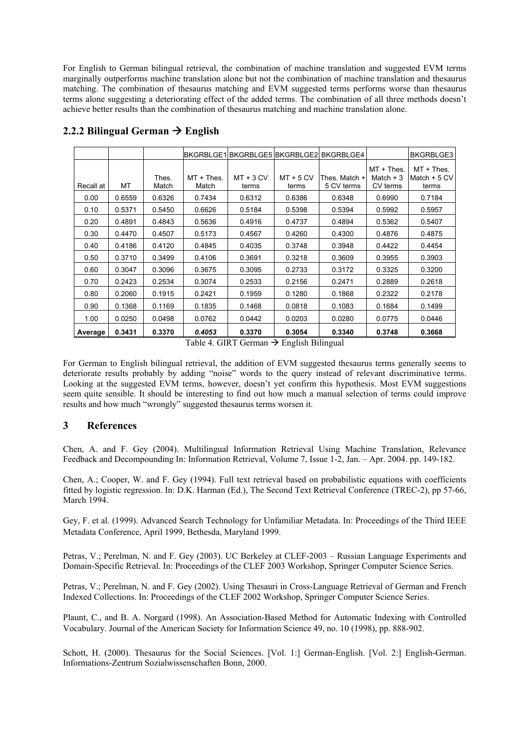For English to German bilingual retrieval, the combination of machine translation and suggested EVM terms marginally outperforms machine translation alone but not the combination of machine translation and thesaurus matching. The combination of thesaurus matching and EVM suggested terms performs worse than thesaurus terms alone suggesting a deteriorating effect of the added terms. The combination of all three methods doesn't achieve better results than the combination of thesaurus matching and machine translation alone.

## 2.2.2 Bilingual German → English

| | | | BKGRBLGE1 | BKGRBLGE5 | BKGRBLGE2 | BKGRBLGE4 | | BKGRBLGE3 |
|---|---|---|---|---|---|---|---|---|
| Recall at | MT | Thes. Match | MT + Thes. Match | MT + 3 CV terms | MT + 5 CV terms | Thes. Match + 5 CV terms | MT + Thes. Match + 3 CV terms | MT + Thes. Match + 5 CV terms |
| 0.00 | 0.6559 | 0.6326 | 0.7434 | 0.6312 | 0.6386 | 0.6348 | 0.6990 | 0.7184 |
| 0.10 | 0.5371 | 0.5450 | 0.6626 | 0.5184 | 0.5398 | 0.5394 | 0.5992 | 0.5957 |
| 0.20 | 0.4891 | 0.4843 | 0.5636 | 0.4916 | 0.4737 | 0.4894 | 0.5362 | 0.5407 |
| 0.30 | 0.4470 | 0.4507 | 0.5173 | 0.4567 | 0.4260 | 0.4300 | 0.4876 | 0.4875 |
| 0.40 | 0.4186 | 0.4120 | 0.4845 | 0.4035 | 0.3748 | 0.3948 | 0.4422 | 0.4454 |
| 0.50 | 0.3710 | 0.3499 | 0.4106 | 0.3691 | 0.3218 | 0.3609 | 0.3955 | 0.3903 |
| 0.60 | 0.3047 | 0.3096 | 0.3675 | 0.3095 | 0.2733 | 0.3172 | 0.3325 | 0.3200 |
| 0.70 | 0.2423 | 0.2534 | 0.3074 | 0.2533 | 0.2156 | 0.2471 | 0.2889 | 0.2618 |
| 0.80 | 0.2060 | 0.1915 | 0.2421 | 0.1959 | 0.1280 | 0.1868 | 0.2322 | 0.2178 |
| 0.90 | 0.1368 | 0.1169 | 0.1835 | 0.1468 | 0.0818 | 0.1083 | 0.1684 | 0.1499 |
| 1.00 | 0.0250 | 0.0498 | 0.0762 | 0.0442 | 0.0203 | 0.0280 | 0.0775 | 0.0446 |
| **Average** | **0.3431** | **0.3370** | ***0.4053*** | **0.3370** | **0.3054** | **0.3340** | **0.3748** | **0.3668** |

Table 4. GIRT German → English Bilingual

For German to English bilingual retrieval, the addition of EVM suggested thesaurus terms generally seems to deteriorate results probably by adding "noise" words to the query instead of relevant discriminative terms. Looking at the suggested EVM terms, however, doesn't yet confirm this hypothesis. Most EVM suggestions seem quite sensible. It should be interesting to find out how much a manual selection of terms could improve results and how much "wrongly" suggested thesaurus terms worsen it.

## 3 References

Chen, A. and F. Gey (2004). Multilingual Information Retrieval Using Machine Translation, Relevance Feedback and Decompounding In: Information Retrieval, Volume 7, Issue 1-2, Jan. – Apr. 2004. pp. 149-182.

Chen, A.; Cooper, W. and F. Gey (1994). Full text retrieval based on probabilistic equations with coefficients fitted by logistic regression. In: D.K. Harman (Ed.), The Second Text Retrieval Conference (TREC-2), pp 57-66, March 1994.

Gey, F. et al. (1999). Advanced Search Technology for Unfamiliar Metadata. In: Proceedings of the Third IEEE Metadata Conference, April 1999, Bethesda, Maryland 1999.

Petras, V.; Perelman, N. and F. Gey (2003). UC Berkeley at CLEF-2003 – Russian Language Experiments and Domain-Specific Retrieval. In: Proceedings of the CLEF 2003 Workshop, Springer Computer Science Series.

Petras, V.; Perelman, N. and F. Gey (2002). Using Thesauri in Cross-Language Retrieval of German and French Indexed Collections. In: Proceedings of the CLEF 2002 Workshop, Springer Computer Science Series.

Plaunt, C., and B. A. Norgard (1998). An Association-Based Method for Automatic Indexing with Controlled Vocabulary. Journal of the American Society for Information Science 49, no. 10 (1998), pp. 888-902.

Schott, H. (2000). Thesaurus for the Social Sciences. [Vol. 1:] German-English. [Vol. 2:] English-German. Informations-Zentrum Sozialwissenschaften Bonn, 2000.